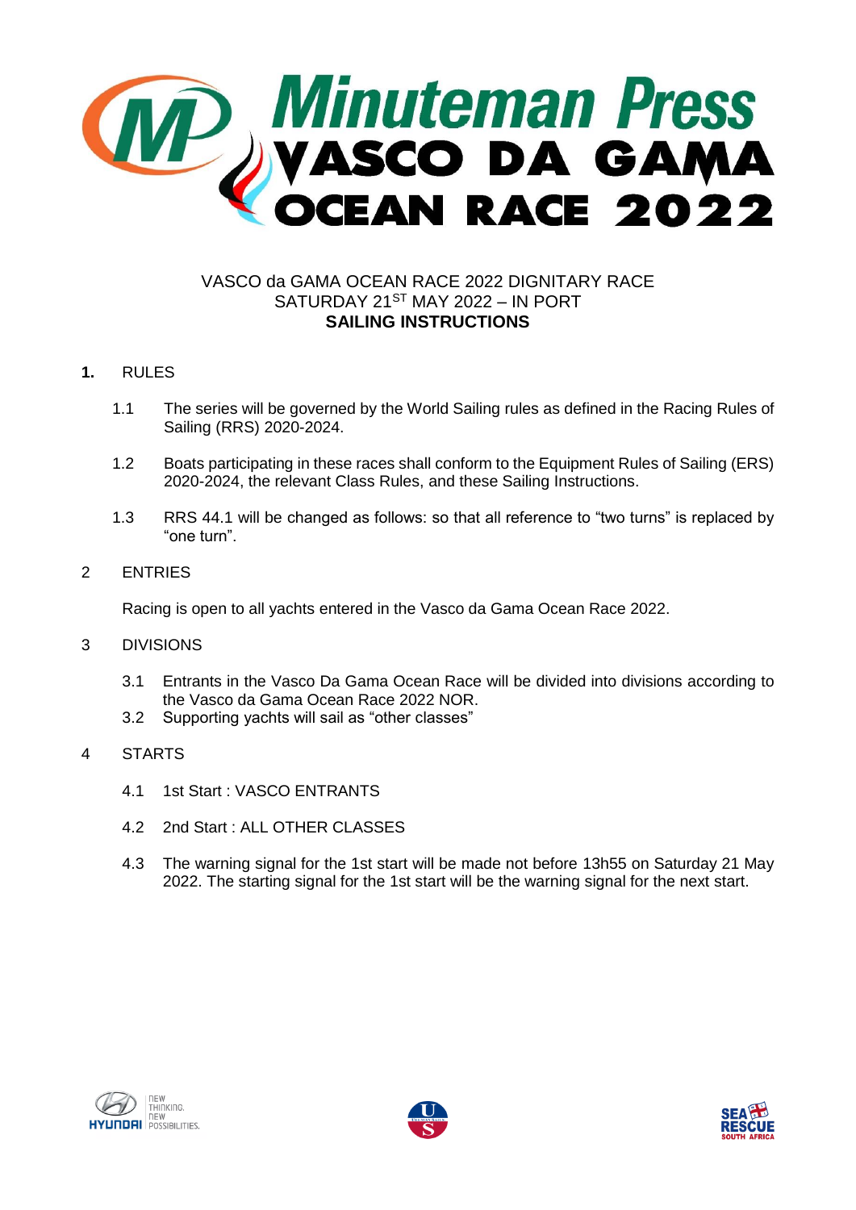# Minuteman Press VASCO DA GAMA OCEAN RACE 2022

VASCO da GAMA OCEAN RACE 2022 DIGNITARY RACE
SATURDAY 21ST MAY 2022 – IN PORT
**SAILING INSTRUCTIONS**

## 1. RULES

1.1 The series will be governed by the World Sailing rules as defined in the Racing Rules of Sailing (RRS) 2020-2024.

1.2 Boats participating in these races shall conform to the Equipment Rules of Sailing (ERS) 2020-2024, the relevant Class Rules, and these Sailing Instructions.

1.3 RRS 44.1 will be changed as follows: so that all reference to "two turns" is replaced by "one turn".

## 2 ENTRIES

Racing is open to all yachts entered in the Vasco da Gama Ocean Race 2022.

## 3 DIVISIONS

3.1 Entrants in the Vasco Da Gama Ocean Race will be divided into divisions according to the Vasco da Gama Ocean Race 2022 NOR.

3.2 Supporting yachts will sail as "other classes"

## 4 STARTS

4.1 1st Start : VASCO ENTRANTS

4.2 2nd Start : ALL OTHER CLASSES

4.3 The warning signal for the 1st start will be made not before 13h55 on Saturday 21 May 2022. The starting signal for the 1st start will be the warning signal for the next start.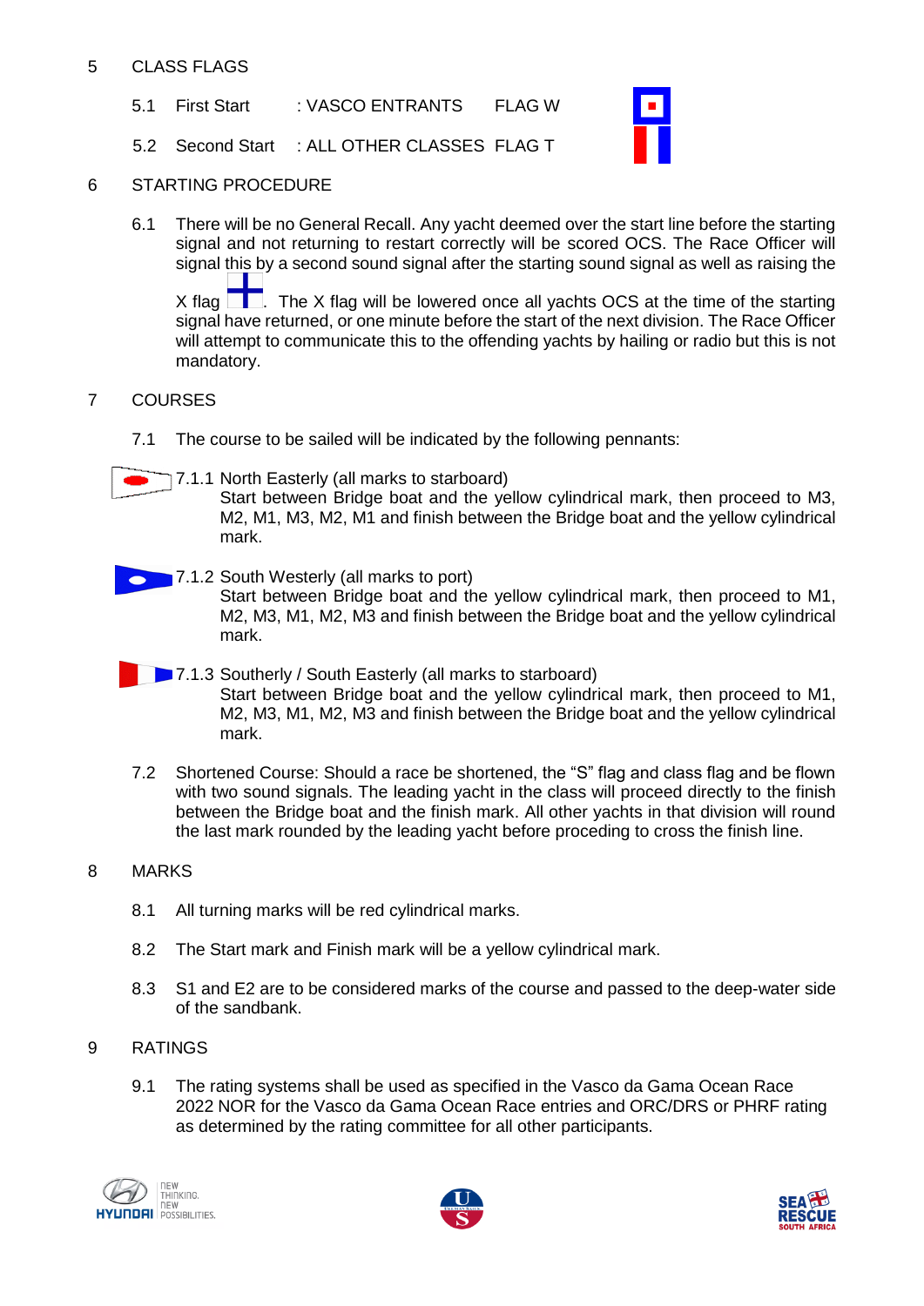## 5 CLASS FLAGS

5.1 First Start : VASCO ENTRANTS FLAG W

5.2 Second Start : ALL OTHER CLASSES FLAG T

## 6 STARTING PROCEDURE

6.1 There will be no General Recall. Any yacht deemed over the start line before the starting signal and not returning to restart correctly will be scored OCS. The Race Officer will signal this by a second sound signal after the starting sound signal as well as raising the X flag . The X flag will be lowered once all yachts OCS at the time of the starting signal have returned, or one minute before the start of the next division. The Race Officer will attempt to communicate this to the offending yachts by hailing or radio but this is not mandatory.

## 7 COURSES

7.1 The course to be sailed will be indicated by the following pennants:

7.1.1 North Easterly (all marks to starboard)
Start between Bridge boat and the yellow cylindrical mark, then proceed to M3, M2, M1, M3, M2, M1 and finish between the Bridge boat and the yellow cylindrical mark.

7.1.2 South Westerly (all marks to port)
Start between Bridge boat and the yellow cylindrical mark, then proceed to M1, M2, M3, M1, M2, M3 and finish between the Bridge boat and the yellow cylindrical mark.

7.1.3 Southerly / South Easterly (all marks to starboard)
Start between Bridge boat and the yellow cylindrical mark, then proceed to M1, M2, M3, M1, M2, M3 and finish between the Bridge boat and the yellow cylindrical mark.

7.2 Shortened Course: Should a race be shortened, the "S" flag and class flag and be flown with two sound signals. The leading yacht in the class will proceed directly to the finish between the Bridge boat and the finish mark. All other yachts in that division will round the last mark rounded by the leading yacht before proceding to cross the finish line.

## 8 MARKS

8.1 All turning marks will be red cylindrical marks.

8.2 The Start mark and Finish mark will be a yellow cylindrical mark.

8.3 S1 and E2 are to be considered marks of the course and passed to the deep-water side of the sandbank.

## 9 RATINGS

9.1 The rating systems shall be used as specified in the Vasco da Gama Ocean Race 2022 NOR for the Vasco da Gama Ocean Race entries and ORC/DRS or PHRF rating as determined by the rating committee for all other participants.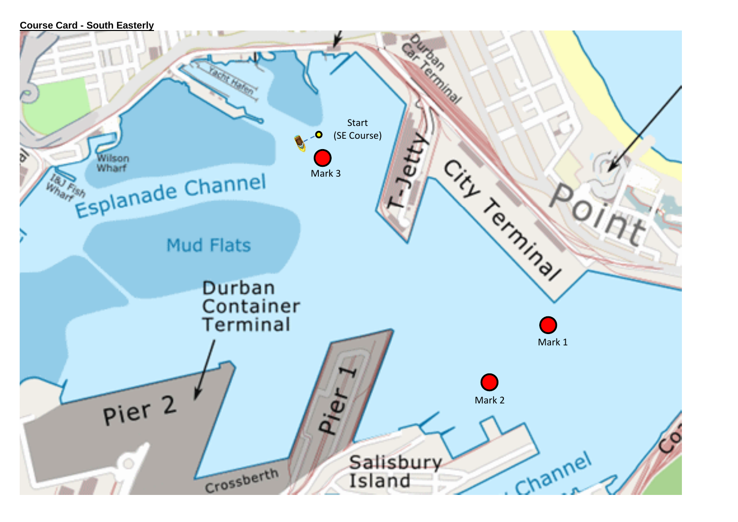**Course Card - South Easterly**

Start (SE Course)

Mark 3

Mark 1

Mark 2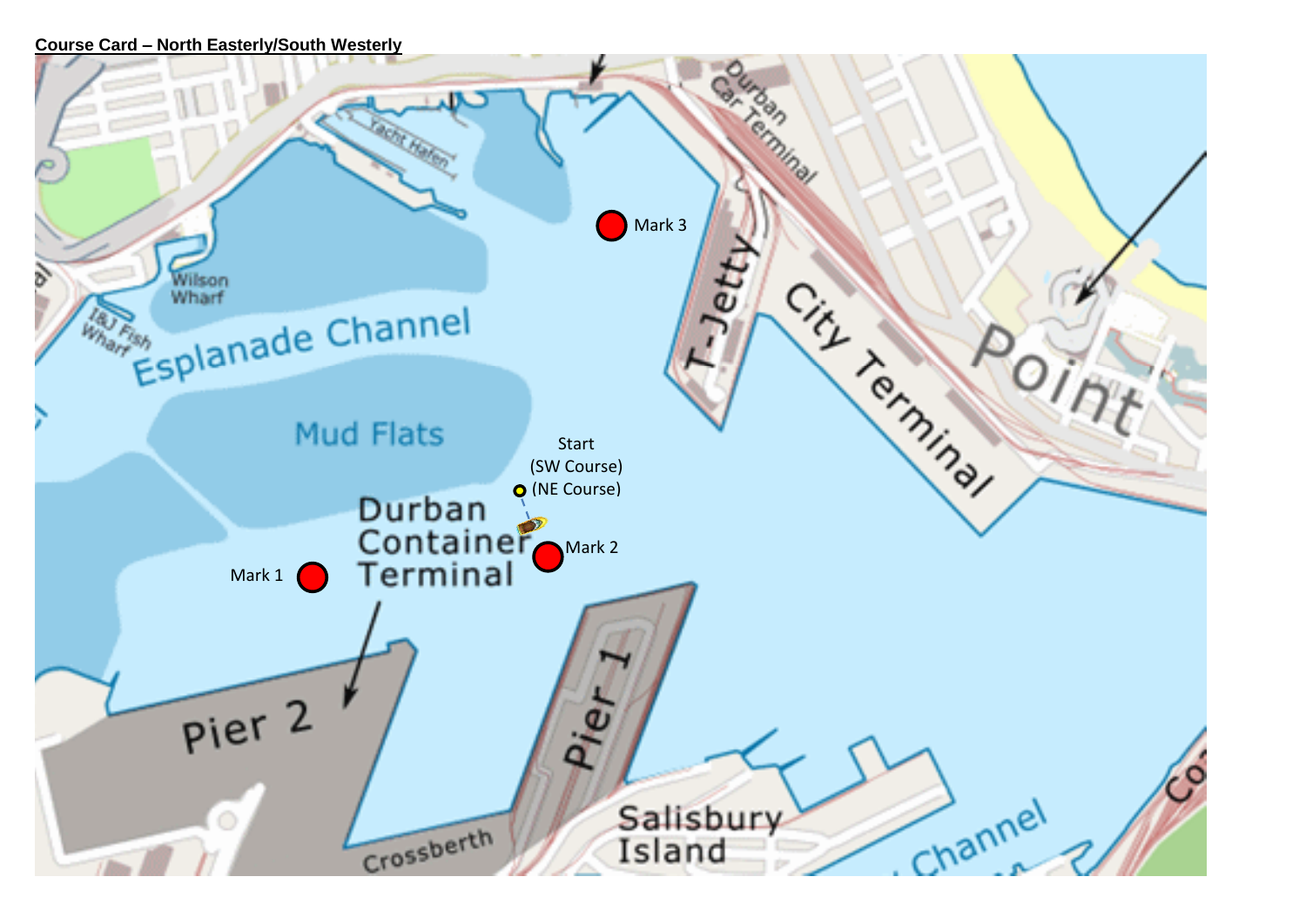**Course Card – North Easterly/South Westerly**

Mark 3

Start
(SW Course)
(NE Course)

Mark 2

Mark 1

Durban Car Terminal

Yacht Hafen

Wilson Wharf

I&J Fish Wharf

Esplanade Channel

Mud Flats

T-Jetty

City Terminal

Point

Durban Container Terminal

Pier 2

Pier 1

Crossberth

Salisbury Island

Channel